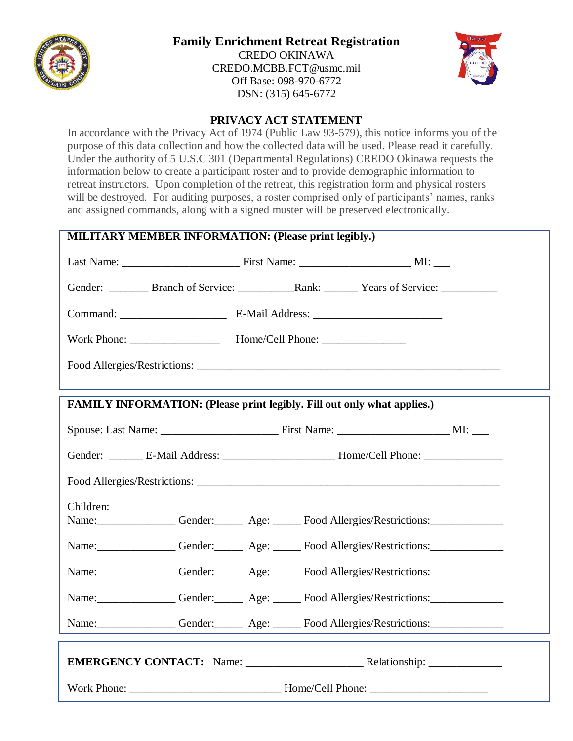# Family Enrichment Retreat Registration

CREDO OKINAWA
CREDO.MCBB.FCT@usmc.mil
Off Base: 098-970-6772
DSN: (315) 645-6772

## PRIVACY ACT STATEMENT

In accordance with the Privacy Act of 1974 (Public Law 93-579), this notice informs you of the purpose of this data collection and how the collected data will be used. Please read it carefully. Under the authority of 5 U.S.C 301 (Departmental Regulations) CREDO Okinawa requests the information below to create a participant roster and to provide demographic information to retreat instructors. Upon completion of the retreat, this registration form and physical rosters will be destroyed. For auditing purposes, a roster comprised only of participants' names, ranks and assigned commands, along with a signed muster will be preserved electronically.

**MILITARY MEMBER INFORMATION: (Please print legibly.)**

Last Name: ____________________ First Name: ____________________ MI: ___

Gender: _______ Branch of Service: __________ Rank: ______ Years of Service: __________

Command: ___________________ E-Mail Address: _______________________

Work Phone: ________________ Home/Cell Phone: _______________

Food Allergies/Restrictions: _______________________________________________________

**FAMILY INFORMATION: (Please print legibly. Fill out only what applies.)**

Spouse: Last Name: _____________________ First Name: ____________________ MI: ___

Gender: ______ E-Mail Address: ____________________ Home/Cell Phone: ______________

Food Allergies/Restrictions: _______________________________________________________

Children:

Name: ______________ Gender: _____ Age: _____ Food Allergies/Restrictions: _____________

Name: ______________ Gender: _____ Age: _____ Food Allergies/Restrictions: _____________

Name: ______________ Gender: _____ Age: _____ Food Allergies/Restrictions: _____________

Name: ______________ Gender: _____ Age: _____ Food Allergies/Restrictions: _____________

Name: ______________ Gender: _____ Age: _____ Food Allergies/Restrictions: _____________

**EMERGENCY CONTACT:** Name: _____________________ Relationship: _____________

Work Phone: ___________________________ Home/Cell Phone: _____________________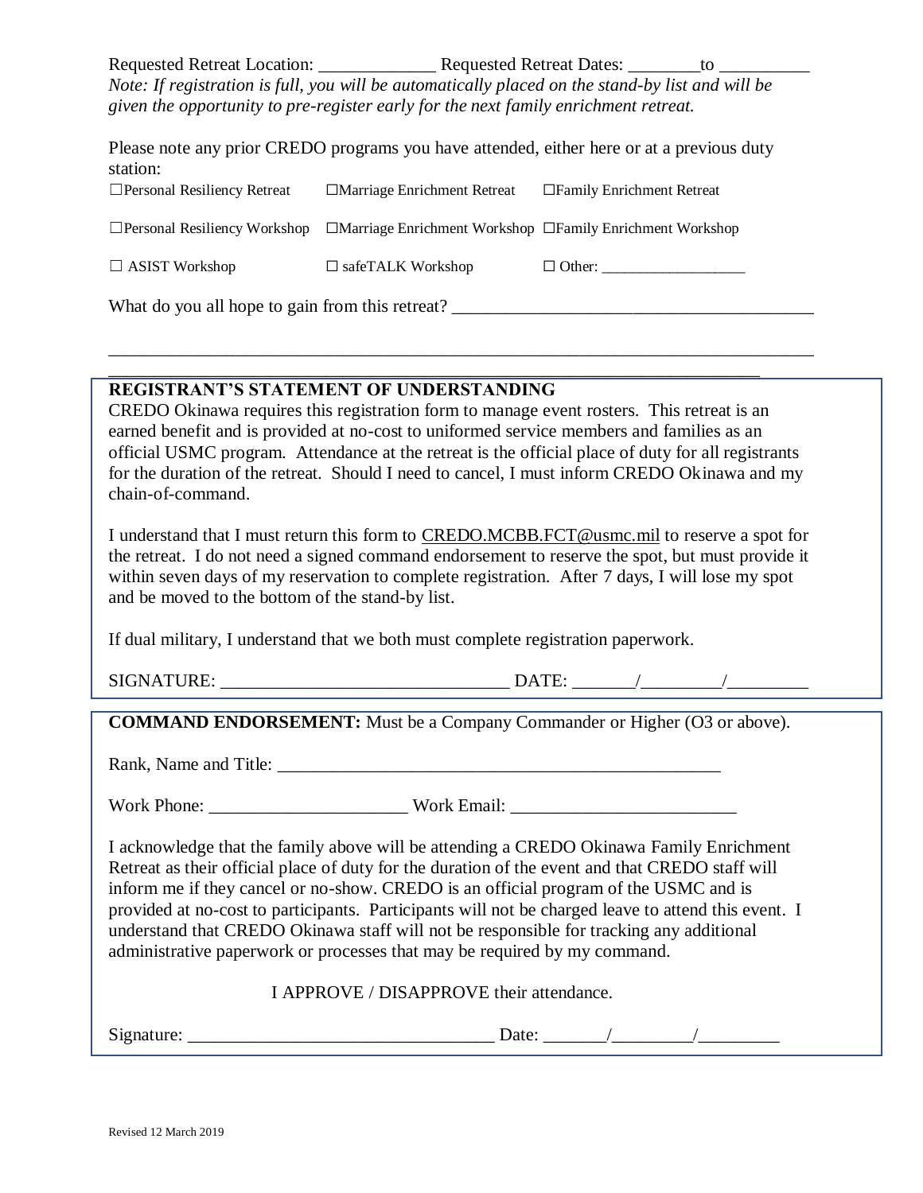Requested Retreat Location: _____________ Requested Retreat Dates: ________to __________

*Note: If registration is full, you will be automatically placed on the stand-by list and will be given the opportunity to pre-register early for the next family enrichment retreat.*

Please note any prior CREDO programs you have attended, either here or at a previous duty station:

| | | |
|---|---|---|
| ☐Personal Resiliency Retreat | ☐Marriage Enrichment Retreat | ☐Family Enrichment Retreat |
| ☐Personal Resiliency Workshop | ☐Marriage Enrichment Workshop | ☐Family Enrichment Workshop |
| ☐ ASIST Workshop | ☐ safeTALK Workshop | ☐ Other: ___________________ |

What do you all hope to gain from this retreat? _________________________________________

________________________________________________________________________________

________________________________________________________________________

**REGISTRANT'S STATEMENT OF UNDERSTANDING**

CREDO Okinawa requires this registration form to manage event rosters. This retreat is an earned benefit and is provided at no-cost to uniformed service members and families as an official USMC program. Attendance at the retreat is the official place of duty for all registrants for the duration of the retreat. Should I need to cancel, I must inform CREDO Okinawa and my chain-of-command.

I understand that I must return this form to CREDO.MCBB.FCT@usmc.mil to reserve a spot for the retreat. I do not need a signed command endorsement to reserve the spot, but must provide it within seven days of my reservation to complete registration. After 7 days, I will lose my spot and be moved to the bottom of the stand-by list.

If dual military, I understand that we both must complete registration paperwork.

SIGNATURE: _______________________________ DATE: _______/_________/_________

**COMMAND ENDORSEMENT:** Must be a Company Commander or Higher (O3 or above).

Rank, Name and Title: ___________________________________________________

Work Phone: _____________________ Work Email: ________________________

I acknowledge that the family above will be attending a CREDO Okinawa Family Enrichment Retreat as their official place of duty for the duration of the event and that CREDO staff will inform me if they cancel or no-show. CREDO is an official program of the USMC and is provided at no-cost to participants. Participants will not be charged leave to attend this event. I understand that CREDO Okinawa staff will not be responsible for tracking any additional administrative paperwork or processes that may be required by my command.

I APPROVE / DISAPPROVE their attendance.

Signature: _________________________________ Date: _______/_________/_________

Revised 12 March 2019